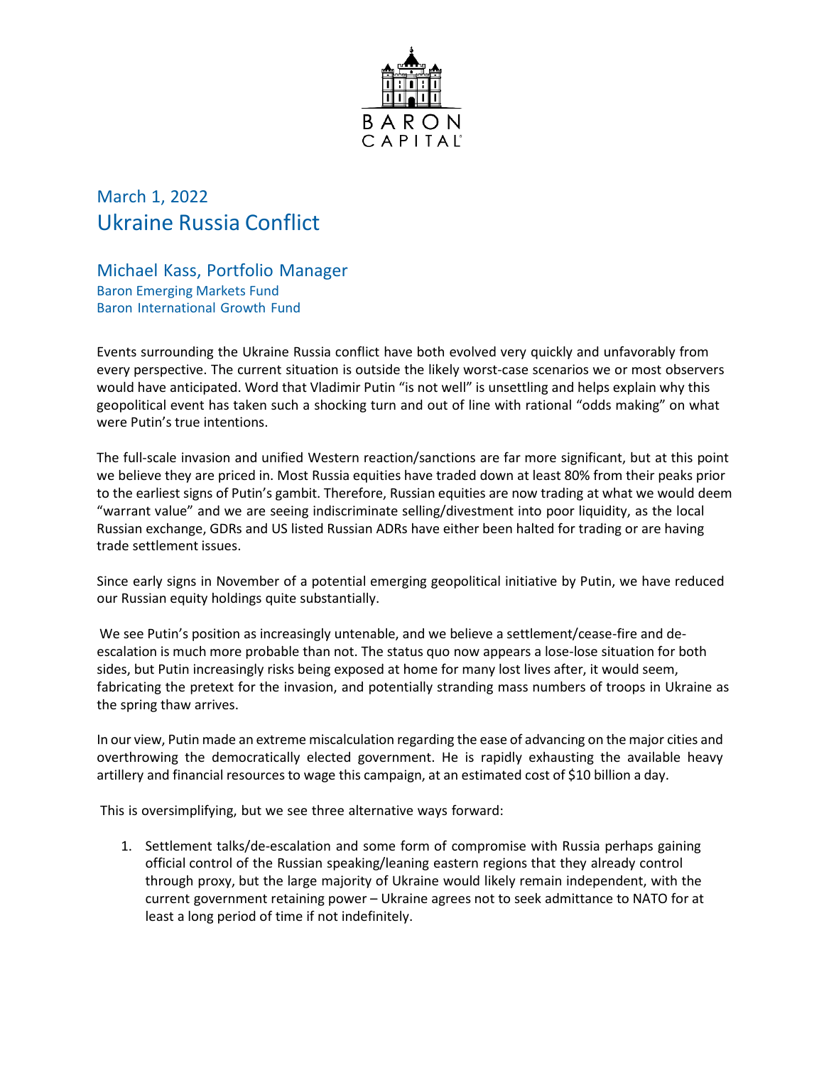BARON CAPITAL

## March 1, 2022

# Ukraine Russia Conflict

### Michael Kass, Portfolio Manager

Baron Emerging Markets Fund
Baron International Growth Fund

Events surrounding the Ukraine Russia conflict have both evolved very quickly and unfavorably from every perspective. The current situation is outside the likely worst-case scenarios we or most observers would have anticipated. Word that Vladimir Putin "is not well" is unsettling and helps explain why this geopolitical event has taken such a shocking turn and out of line with rational "odds making" on what were Putin's true intentions.

The full-scale invasion and unified Western reaction/sanctions are far more significant, but at this point we believe they are priced in. Most Russia equities have traded down at least 80% from their peaks prior to the earliest signs of Putin's gambit. Therefore, Russian equities are now trading at what we would deem "warrant value" and we are seeing indiscriminate selling/divestment into poor liquidity, as the local Russian exchange, GDRs and US listed Russian ADRs have either been halted for trading or are having trade settlement issues.

Since early signs in November of a potential emerging geopolitical initiative by Putin, we have reduced our Russian equity holdings quite substantially.

We see Putin's position as increasingly untenable, and we believe a settlement/cease-fire and de-escalation is much more probable than not. The status quo now appears a lose-lose situation for both sides, but Putin increasingly risks being exposed at home for many lost lives after, it would seem, fabricating the pretext for the invasion, and potentially stranding mass numbers of troops in Ukraine as the spring thaw arrives.

In our view, Putin made an extreme miscalculation regarding the ease of advancing on the major cities and overthrowing the democratically elected government. He is rapidly exhausting the available heavy artillery and financial resources to wage this campaign, at an estimated cost of $10 billion a day.

This is oversimplifying, but we see three alternative ways forward:

1. Settlement talks/de-escalation and some form of compromise with Russia perhaps gaining official control of the Russian speaking/leaning eastern regions that they already control through proxy, but the large majority of Ukraine would likely remain independent, with the current government retaining power – Ukraine agrees not to seek admittance to NATO for at least a long period of time if not indefinitely.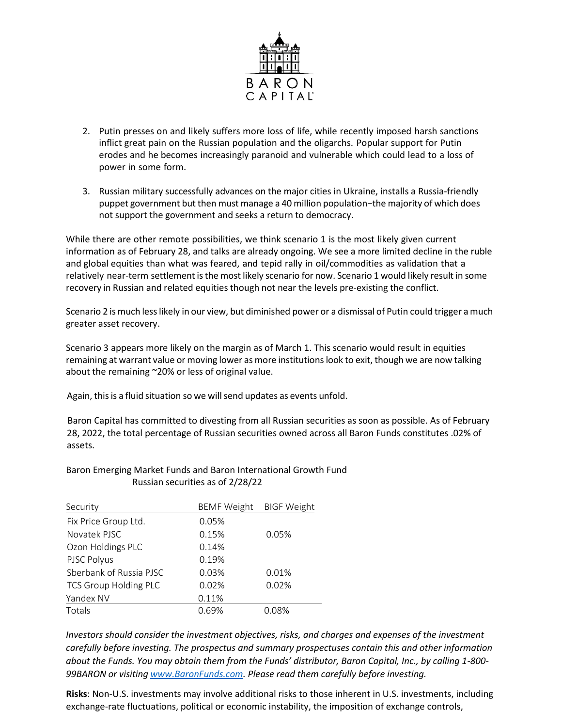2. Putin presses on and likely suffers more loss of life, while recently imposed harsh sanctions inflict great pain on the Russian population and the oligarchs. Popular support for Putin erodes and he becomes increasingly paranoid and vulnerable which could lead to a loss of power in some form.

3. Russian military successfully advances on the major cities in Ukraine, installs a Russia-friendly puppet government but then must manage a 40 million population−the majority of which does not support the government and seeks a return to democracy.

While there are other remote possibilities, we think scenario 1 is the most likely given current information as of February 28, and talks are already ongoing. We see a more limited decline in the ruble and global equities than what was feared, and tepid rally in oil/commodities as validation that a relatively near-term settlement is the most likely scenario for now. Scenario 1 would likely result in some recovery in Russian and related equities though not near the levels pre-existing the conflict.

Scenario 2 is much less likely in our view, but diminished power or a dismissal of Putin could trigger a much greater asset recovery.

Scenario 3 appears more likely on the margin as of March 1. This scenario would result in equities remaining at warrant value or moving lower as more institutions look to exit, though we are now talking about the remaining ~20% or less of original value.

Again, this is a fluid situation so we will send updates as events unfold.

Baron Capital has committed to divesting from all Russian securities as soon as possible. As of February 28, 2022, the total percentage of Russian securities owned across all Baron Funds constitutes .02% of assets.

Baron Emerging Market Funds and Baron International Growth Fund
Russian securities as of 2/28/22

| Security | BEMF Weight | BIGF Weight |
|---|---|---|
| Fix Price Group Ltd. | 0.05% | |
| Novatek PJSC | 0.15% | 0.05% |
| Ozon Holdings PLC | 0.14% | |
| PJSC Polyus | 0.19% | |
| Sberbank of Russia PJSC | 0.03% | 0.01% |
| TCS Group Holding PLC | 0.02% | 0.02% |
| Yandex NV | 0.11% | |
| Totals | 0.69% | 0.08% |

*Investors should consider the investment objectives, risks, and charges and expenses of the investment carefully before investing. The prospectus and summary prospectuses contain this and other information about the Funds. You may obtain them from the Funds' distributor, Baron Capital, Inc., by calling 1-800-99BARON or visiting www.BaronFunds.com. Please read them carefully before investing.*

**Risks**: Non-U.S. investments may involve additional risks to those inherent in U.S. investments, including exchange-rate fluctuations, political or economic instability, the imposition of exchange controls,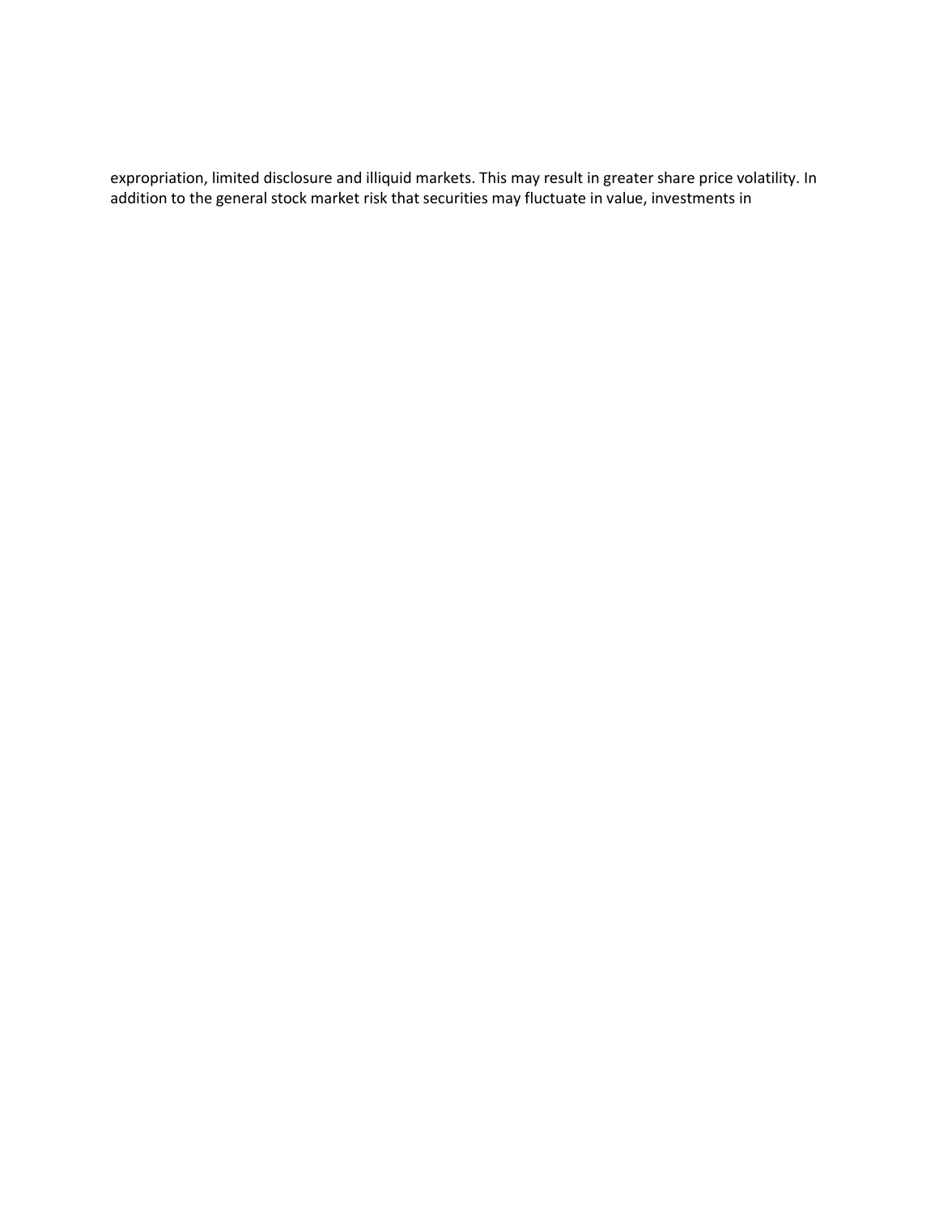expropriation, limited disclosure and illiquid markets. This may result in greater share price volatility. In addition to the general stock market risk that securities may fluctuate in value, investments in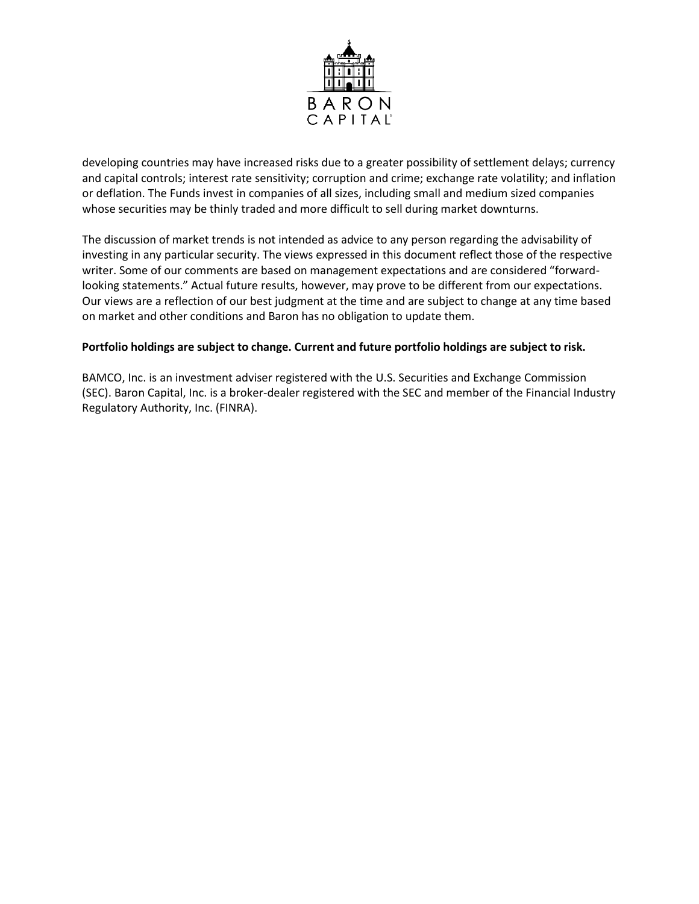developing countries may have increased risks due to a greater possibility of settlement delays; currency and capital controls; interest rate sensitivity; corruption and crime; exchange rate volatility; and inflation or deflation. The Funds invest in companies of all sizes, including small and medium sized companies whose securities may be thinly traded and more difficult to sell during market downturns.

The discussion of market trends is not intended as advice to any person regarding the advisability of investing in any particular security. The views expressed in this document reflect those of the respective writer. Some of our comments are based on management expectations and are considered "forward-looking statements." Actual future results, however, may prove to be different from our expectations. Our views are a reflection of our best judgment at the time and are subject to change at any time based on market and other conditions and Baron has no obligation to update them.

**Portfolio holdings are subject to change. Current and future portfolio holdings are subject to risk.**

BAMCO, Inc. is an investment adviser registered with the U.S. Securities and Exchange Commission (SEC). Baron Capital, Inc. is a broker-dealer registered with the SEC and member of the Financial Industry Regulatory Authority, Inc. (FINRA).